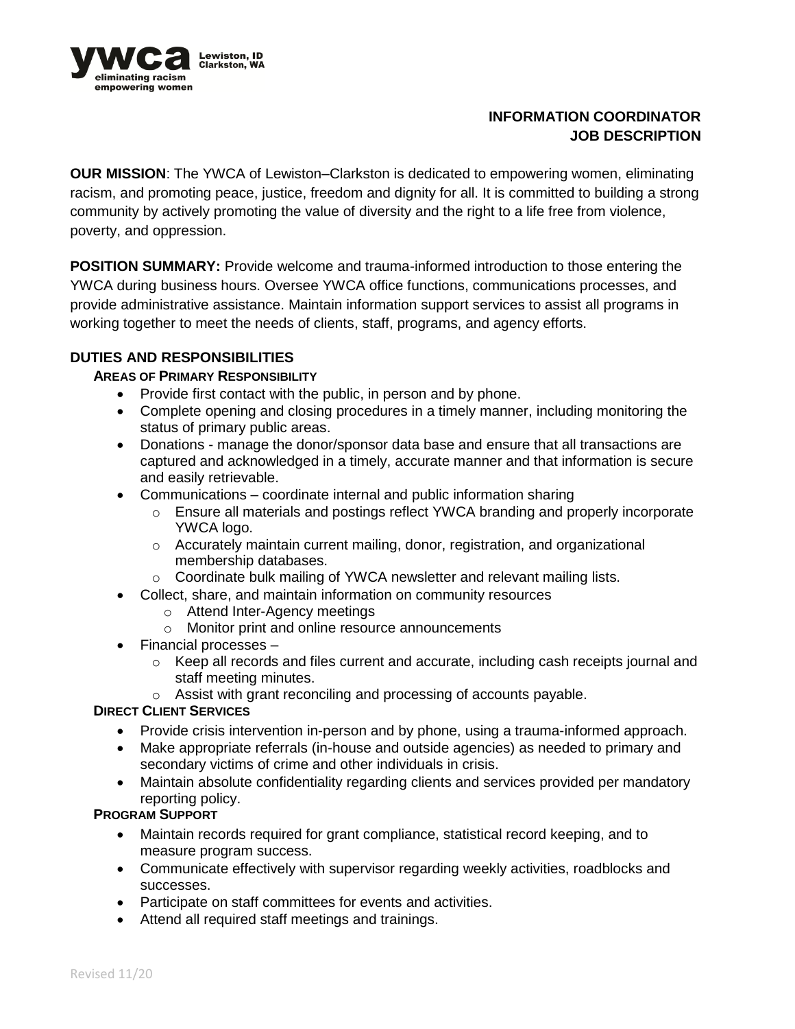ywca Lewiston, ID Clarkston, WA
eliminating racism
empowering women

# INFORMATION COORDINATOR JOB DESCRIPTION

**OUR MISSION**: The YWCA of Lewiston–Clarkston is dedicated to empowering women, eliminating racism, and promoting peace, justice, freedom and dignity for all. It is committed to building a strong community by actively promoting the value of diversity and the right to a life free from violence, poverty, and oppression.

**POSITION SUMMARY:** Provide welcome and trauma-informed introduction to those entering the YWCA during business hours. Oversee YWCA office functions, communications processes, and provide administrative assistance. Maintain information support services to assist all programs in working together to meet the needs of clients, staff, programs, and agency efforts.

## DUTIES AND RESPONSIBILITIES

### AREAS OF PRIMARY RESPONSIBILITY

- Provide first contact with the public, in person and by phone.
- Complete opening and closing procedures in a timely manner, including monitoring the status of primary public areas.
- Donations - manage the donor/sponsor data base and ensure that all transactions are captured and acknowledged in a timely, accurate manner and that information is secure and easily retrievable.
- Communications – coordinate internal and public information sharing
  - Ensure all materials and postings reflect YWCA branding and properly incorporate YWCA logo.
  - Accurately maintain current mailing, donor, registration, and organizational membership databases.
  - Coordinate bulk mailing of YWCA newsletter and relevant mailing lists.
- Collect, share, and maintain information on community resources
  - Attend Inter-Agency meetings
  - Monitor print and online resource announcements
- Financial processes –
  - Keep all records and files current and accurate, including cash receipts journal and staff meeting minutes.
  - Assist with grant reconciling and processing of accounts payable.

### DIRECT CLIENT SERVICES

- Provide crisis intervention in-person and by phone, using a trauma-informed approach.
- Make appropriate referrals (in-house and outside agencies) as needed to primary and secondary victims of crime and other individuals in crisis.
- Maintain absolute confidentiality regarding clients and services provided per mandatory reporting policy.

### PROGRAM SUPPORT

- Maintain records required for grant compliance, statistical record keeping, and to measure program success.
- Communicate effectively with supervisor regarding weekly activities, roadblocks and successes.
- Participate on staff committees for events and activities.
- Attend all required staff meetings and trainings.

Revised 11/20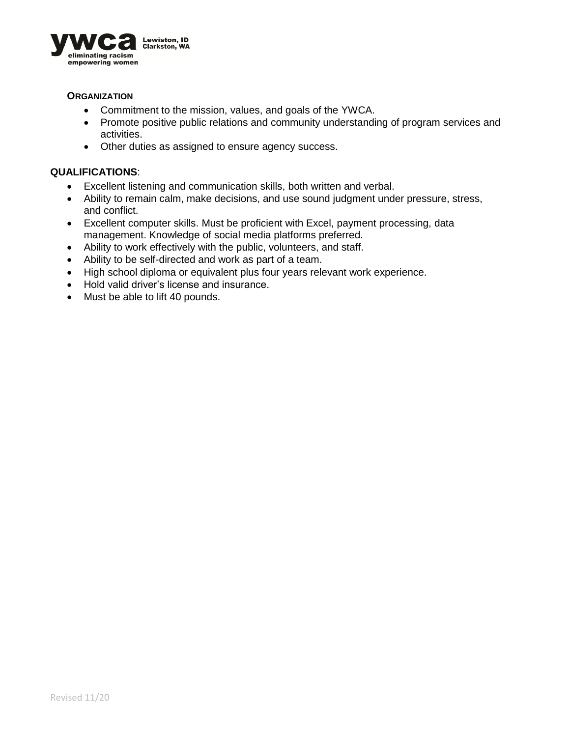**ORGANIZATION**

- Commitment to the mission, values, and goals of the YWCA.
- Promote positive public relations and community understanding of program services and activities.
- Other duties as assigned to ensure agency success.

**QUALIFICATIONS**:

- Excellent listening and communication skills, both written and verbal.
- Ability to remain calm, make decisions, and use sound judgment under pressure, stress, and conflict.
- Excellent computer skills. Must be proficient with Excel, payment processing, data management. Knowledge of social media platforms preferred.
- Ability to work effectively with the public, volunteers, and staff.
- Ability to be self-directed and work as part of a team.
- High school diploma or equivalent plus four years relevant work experience.
- Hold valid driver's license and insurance.
- Must be able to lift 40 pounds.